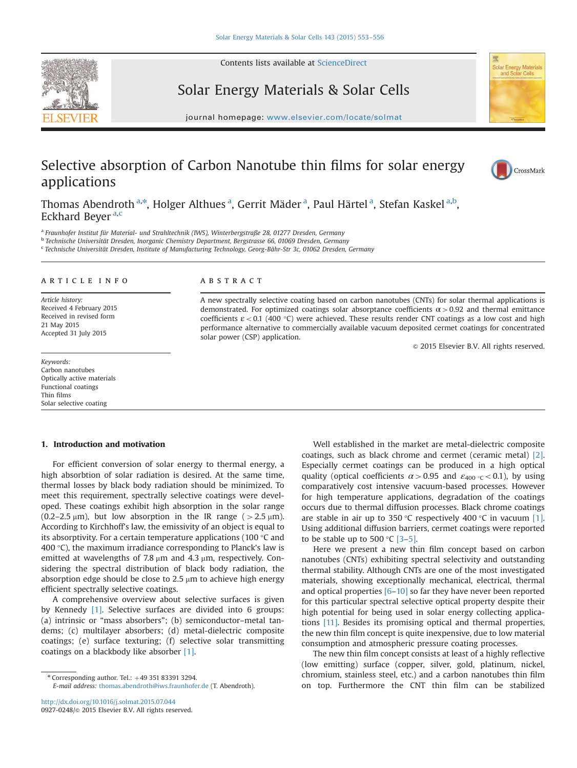# Selective absorption of Carbon Nanotube thin films for solar energy applications

Thomas Abendroth [a,*], Holger Althues [a], Gerrit Mäder [a], Paul Härtel [a], Stefan Kaskel [a,b], Eckhard Beyer [a,c]

[a] Fraunhofer Institut für Material- und Strahltechnik (IWS), Winterbergstraße 28, 01277 Dresden, Germany
[b] Technische Universität Dresden, Inorganic Chemistry Department, Bergstrasse 66, 01069 Dresden, Germany
[c] Technische Universität Dresden, Institute of Manufacturing Technology, Georg-Bähr-Str 3c, 01062 Dresden, Germany

## ARTICLE INFO

*Article history:*
Received 4 February 2015
Received in revised form
21 May 2015
Accepted 31 July 2015

*Keywords:*
Carbon nanotubes
Optically active materials
Functional coatings
Thin films
Solar selective coating

## ABSTRACT

A new spectrally selective coating based on carbon nanotubes (CNTs) for solar thermal applications is demonstrated. For optimized coatings solar absorptance coefficients $\alpha > 0.92$ and thermal emittance coefficients $\varepsilon < 0.1$ (400 °C) were achieved. These results render CNT coatings as a low cost and high performance alternative to commercially available vacuum deposited cermet coatings for concentrated solar power (CSP) application.

© 2015 Elsevier B.V. All rights reserved.

## 1. Introduction and motivation

For efficient conversion of solar energy to thermal energy, a high absorbtion of solar radiation is desired. At the same time, thermal losses by black body radiation should be minimized. To meet this requirement, spectrally selective coatings were developed. These coatings exhibit high absorption in the solar range (0.2–2.5 μm), but low absorption in the IR range (>2.5 μm). According to Kirchhoff's law, the emissivity of an object is equal to its absorptivity. For a certain temperature applications (100 °C and 400 °C), the maximum irradiance corresponding to Planck's law is emitted at wavelengths of 7.8 μm and 4.3 μm, respectively. Considering the spectral distribution of black body radiation, the absorption edge should be close to 2.5 μm to achieve high energy efficient spectrally selective coatings.

A comprehensive overview about selective surfaces is given by Kennedy [1]. Selective surfaces are divided into 6 groups: (a) intrinsic or "mass absorbers"; (b) semiconductor–metal tandems; (c) multilayer absorbers; (d) metal-dielectric composite coatings; (e) surface texturing; (f) selective solar transmitting coatings on a blackbody like absorber [1].

Well established in the market are metal-dielectric composite coatings, such as black chrome and cermet (ceramic metal) [2]. Especially cermet coatings can be produced in a high optical quality (optical coefficients $\alpha > 0.95$ and $\varepsilon_{400\,°C} < 0.1$), by using comparatively cost intensive vacuum-based processes. However for high temperature applications, degradation of the coatings occurs due to thermal diffusion processes. Black chrome coatings are stable in air up to 350 °C respectively 400 °C in vacuum [1]. Using additional diffusion barriers, cermet coatings were reported to be stable up to 500 °C [3–5].

Here we present a new thin film concept based on carbon nanotubes (CNTs) exhibiting spectral selectivity and outstanding thermal stability. Although CNTs are one of the most investigated materials, showing exceptionally mechanical, electrical, thermal and optical properties [6–10] so far they have never been reported for this particular spectral selective optical property despite their high potential for being used in solar energy collecting applications [11]. Besides its promising optical and thermal properties, the new thin film concept is quite inexpensive, due to low material consumption and atmospheric pressure coating processes.

The new thin film concept consists at least of a highly reflective (low emitting) surface (copper, silver, gold, platinum, nickel, chromium, stainless steel, etc.) and a carbon nanotubes thin film on top. Furthermore the CNT thin film can be stabilized

\* Corresponding author. Tel.: +49 351 83391 3294.
*E-mail address:* thomas.abendroth@iws.fraunhofer.de (T. Abendroth).

http://dx.doi.org/10.1016/j.solmat.2015.07.044
0927-0248/© 2015 Elsevier B.V. All rights reserved.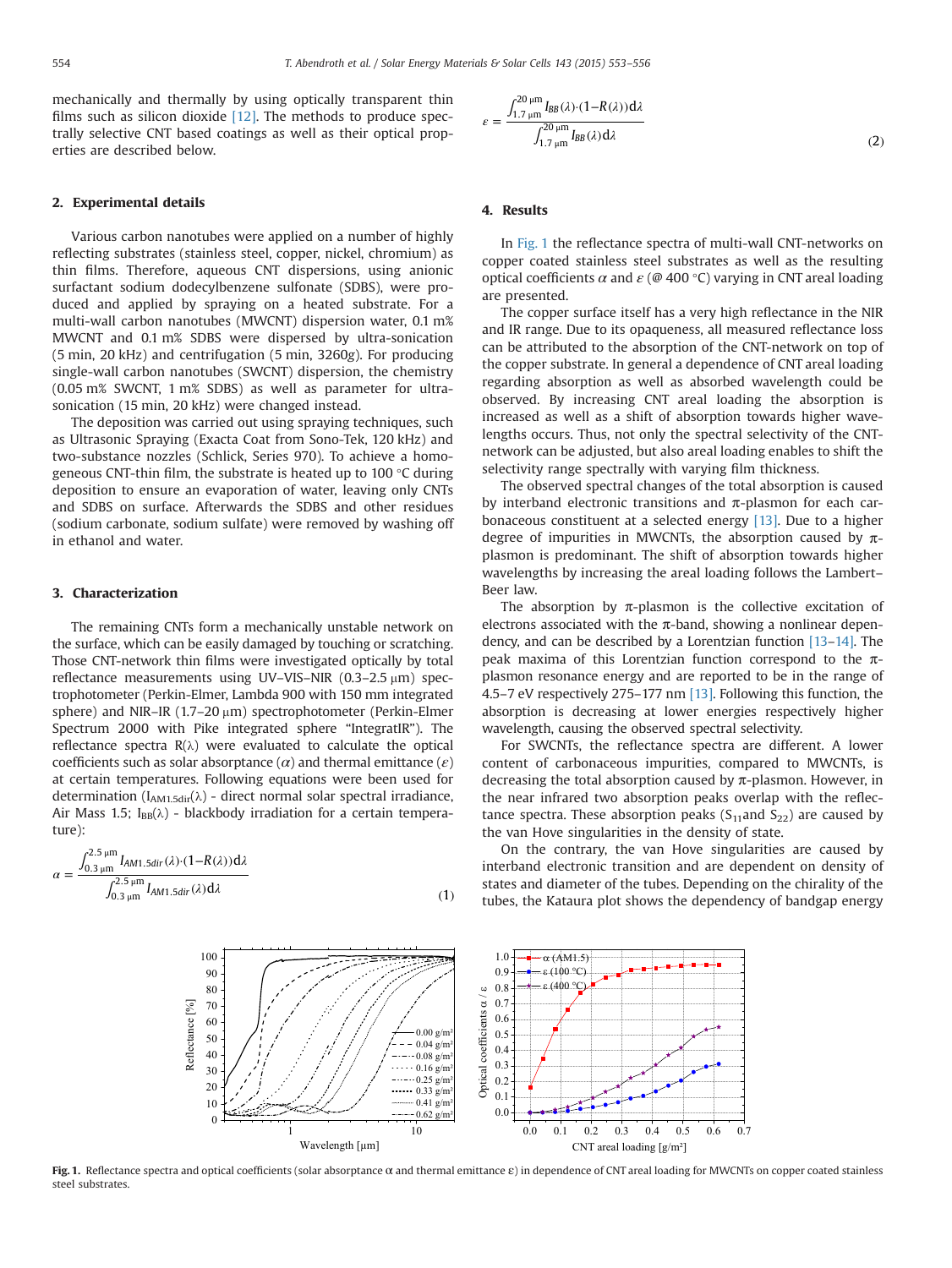mechanically and thermally by using optically transparent thin films such as silicon dioxide [12]. The methods to produce spectrally selective CNT based coatings as well as their optical properties are described below.

## 2. Experimental details

Various carbon nanotubes were applied on a number of highly reflecting substrates (stainless steel, copper, nickel, chromium) as thin films. Therefore, aqueous CNT dispersions, using anionic surfactant sodium dodecylbenzene sulfonate (SDBS), were produced and applied by spraying on a heated substrate. For a multi-wall carbon nanotubes (MWCNT) dispersion water, 0.1 m% MWCNT and 0.1 m% SDBS were dispersed by ultra-sonication (5 min, 20 kHz) and centrifugation (5 min, 3260*g*). For producing single-wall carbon nanotubes (SWCNT) dispersion, the chemistry (0.05 m% SWCNT, 1 m% SDBS) as well as parameter for ultra-sonication (15 min, 20 kHz) were changed instead.

The deposition was carried out using spraying techniques, such as Ultrasonic Spraying (Exacta Coat from Sono-Tek, 120 kHz) and two-substance nozzles (Schlick, Series 970). To achieve a homogeneous CNT-thin film, the substrate is heated up to 100 °C during deposition to ensure an evaporation of water, leaving only CNTs and SDBS on surface. Afterwards the SDBS and other residues (sodium carbonate, sodium sulfate) were removed by washing off in ethanol and water.

## 3. Characterization

The remaining CNTs form a mechanically unstable network on the surface, which can be easily damaged by touching or scratching. Those CNT-network thin films were investigated optically by total reflectance measurements using UV–VIS–NIR (0.3–2.5 μm) spectrophotometer (Perkin-Elmer, Lambda 900 with 150 mm integrated sphere) and NIR–IR (1.7–20 μm) spectrophotometer (Perkin-Elmer Spectrum 2000 with Pike integrated sphere "IntegratIR"). The reflectance spectra R(λ) were evaluated to calculate the optical coefficients such as solar absorptance ($\alpha$) and thermal emittance ($\varepsilon$) at certain temperatures. Following equations were been used for determination ($I_{AM1.5dir}(\lambda)$ - direct normal solar spectral irradiance, Air Mass 1.5; $I_{BB}(\lambda)$ - blackbody irradiation for a certain temperature):

$$\alpha = \frac{\int_{0.3\,\mu m}^{2.5\,\mu m} I_{AM1.5dir}(\lambda)\cdot(1-R(\lambda))\mathrm{d}\lambda}{\int_{0.3\,\mu m}^{2.5\,\mu m} I_{AM1.5dir}(\lambda)\mathrm{d}\lambda} \tag{1}$$

$$\varepsilon = \frac{\int_{1.7\,\mu m}^{20\,\mu m} I_{BB}(\lambda)\cdot(1-R(\lambda))\mathrm{d}\lambda}{\int_{1.7\,\mu m}^{20\,\mu m} I_{BB}(\lambda)\mathrm{d}\lambda} \tag{2}$$

## 4. Results

In Fig. 1 the reflectance spectra of multi-wall CNT-networks on copper coated stainless steel substrates as well as the resulting optical coefficients $\alpha$ and $\varepsilon$ (@ 400 °C) varying in CNT areal loading are presented.

The copper surface itself has a very high reflectance in the NIR and IR range. Due to its opaqueness, all measured reflectance loss can be attributed to the absorption of the CNT-network on top of the copper substrate. In general a dependence of CNT areal loading regarding absorption as well as absorbed wavelength could be observed. By increasing CNT areal loading the absorption is increased as well as a shift of absorption towards higher wavelengths occurs. Thus, not only the spectral selectivity of the CNT-network can be adjusted, but also areal loading enables to shift the selectivity range spectrally with varying film thickness.

The observed spectral changes of the total absorption is caused by interband electronic transitions and π-plasmon for each carbonaceous constituent at a selected energy [13]. Due to a higher degree of impurities in MWCNTs, the absorption caused by π-plasmon is predominant. The shift of absorption towards higher wavelengths by increasing the areal loading follows the Lambert–Beer law.

The absorption by π-plasmon is the collective excitation of electrons associated with the π-band, showing a nonlinear dependency, and can be described by a Lorentzian function [13–14]. The peak maxima of this Lorentzian function correspond to the π-plasmon resonance energy and are reported to be in the range of 4.5–7 eV respectively 275–177 nm [13]. Following this function, the absorption is decreasing at lower energies respectively higher wavelength, causing the observed spectral selectivity.

For SWCNTs, the reflectance spectra are different. A lower content of carbonaceous impurities, compared to MWCNTs, is decreasing the total absorption caused by π-plasmon. However, in the near infrared two absorption peaks overlap with the reflectance spectra. These absorption peaks ($S_{11}$and $S_{22}$) are caused by the van Hove singularities in the density of state.

On the contrary, the van Hove singularities are caused by interband electronic transition and are dependent on density of states and diameter of the tubes. Depending on the chirality of the tubes, the Kataura plot shows the dependency of bandgap energy

**Fig. 1.** Reflectance spectra and optical coefficients (solar absorptance α and thermal emittance ε) in dependence of CNT areal loading for MWCNTs on copper coated stainless steel substrates.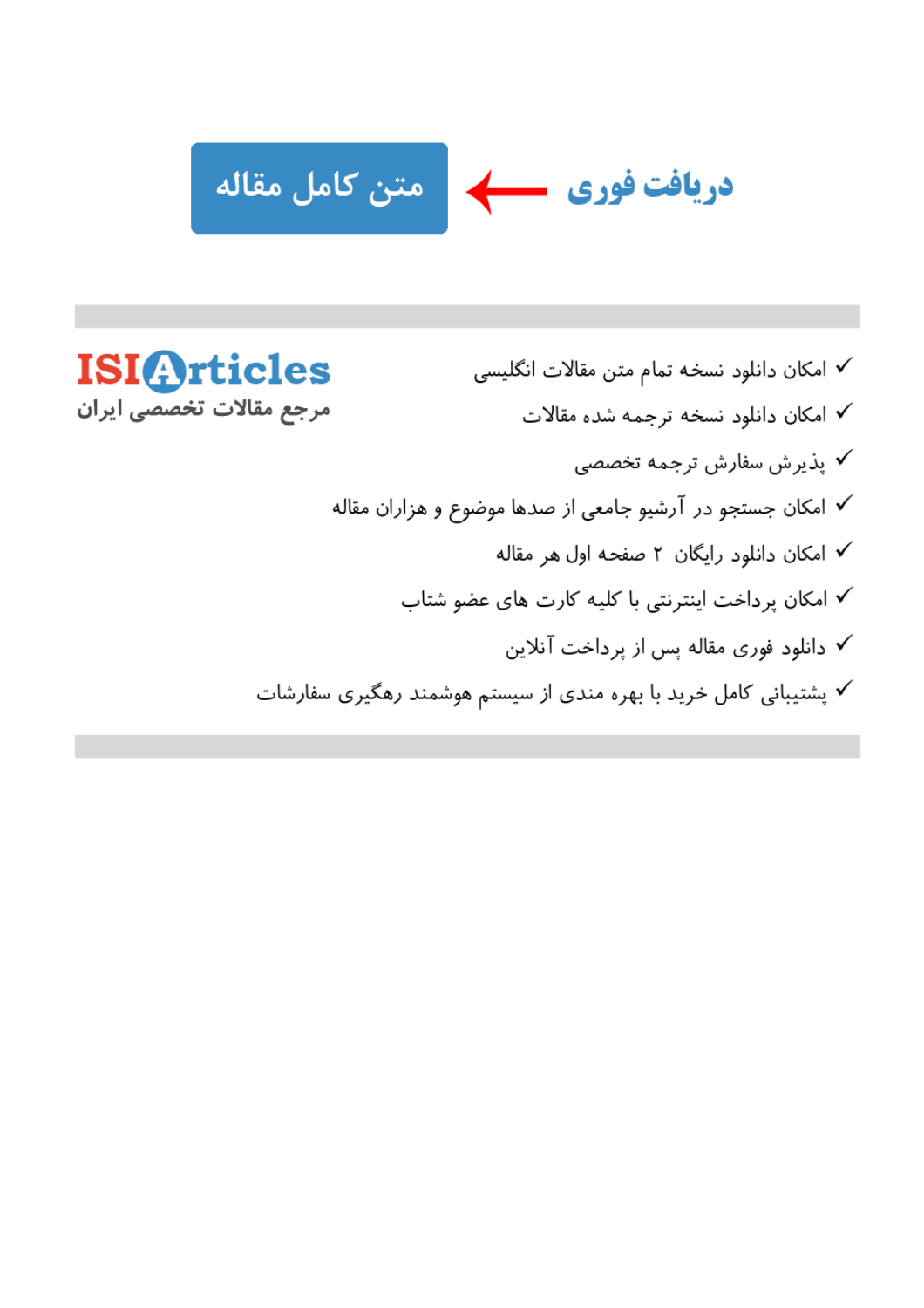دریافت فوری ← **متن کامل مقاله**

**ISIArticles**
مرجع مقالات تخصصی ایران

- ✓ امکان دانلود نسخه تمام متن مقالات انگلیسی
- ✓ امکان دانلود نسخه ترجمه شده مقالات
- ✓ پذیرش سفارش ترجمه تخصصی
- ✓ امکان جستجو در آرشیو جامعی از صدها موضوع و هزاران مقاله
- ✓ امکان دانلود رایگان ۲ صفحه اول هر مقاله
- ✓ امکان پرداخت اینترنتی با کلیه کارت های عضو شتاب
- ✓ دانلود فوری مقاله پس از پرداخت آنلاین
- ✓ پشتیبانی کامل خرید با بهره مندی از سیستم هوشمند رهگیری سفارشات